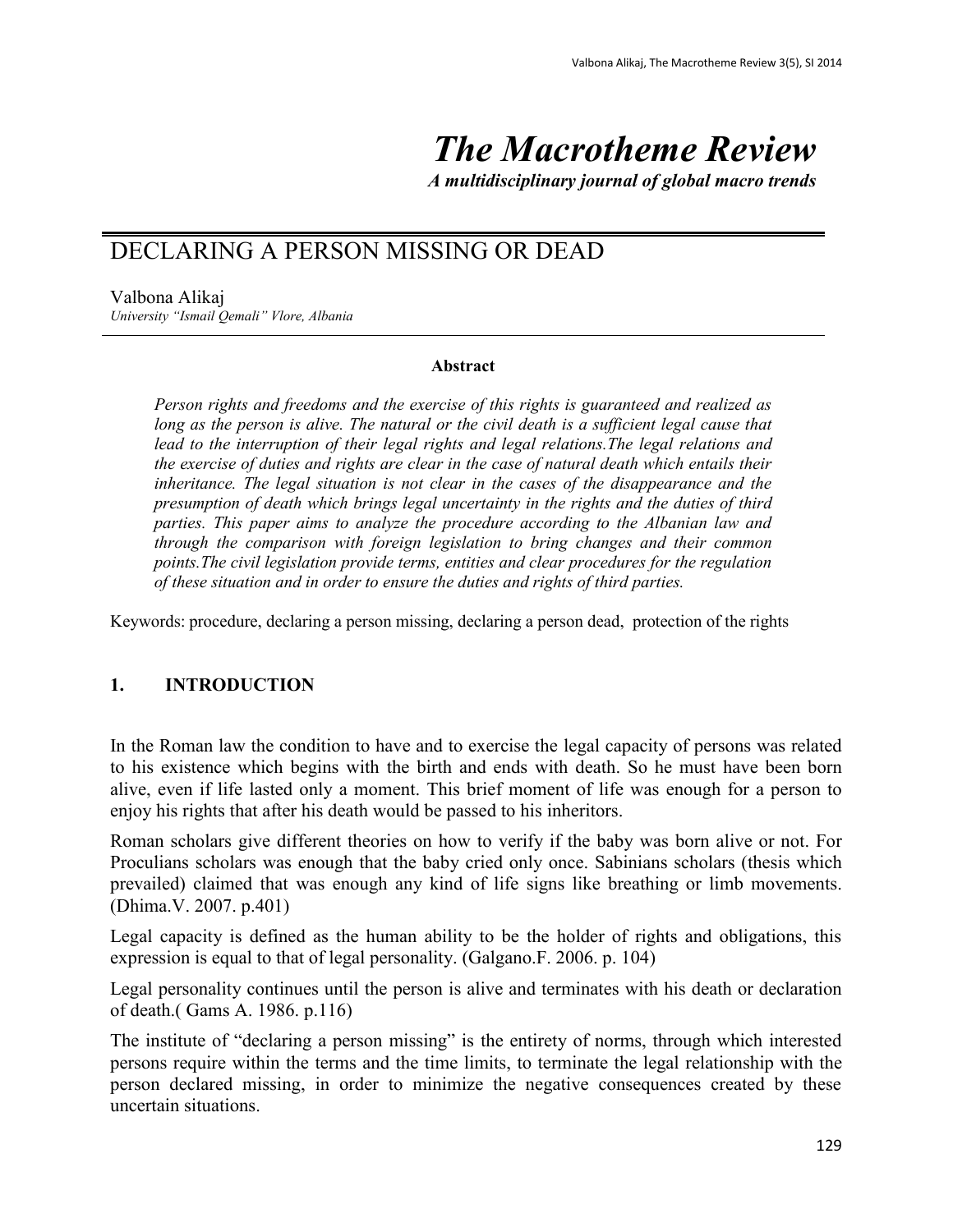# The Macrotheme Review

*A multidisciplinary journal of global macro trends*

## DECLARING A PERSON MISSING OR DEAD

Valbona Alikaj

*University "Ismail Qemali" Vlore, Albania*

**Abstract**

*Person rights and freedoms and the exercise of this rights is guaranteed and realized as long as the person is alive. The natural or the civil death is a sufficient legal cause that lead to the interruption of their legal rights and legal relations.The legal relations and the exercise of duties and rights are clear in the case of natural death which entails their inheritance. The legal situation is not clear in the cases of the disappearance and the presumption of death which brings legal uncertainty in the rights and the duties of third parties. This paper aims to analyze the procedure according to the Albanian law and through the comparison with foreign legislation to bring changes and their common points.The civil legislation provide terms, entities and clear procedures for the regulation of these situation and in order to ensure the duties and rights of third parties.*

Keywords: procedure, declaring a person missing, declaring a person dead, protection of the rights

### 1. INTRODUCTION

In the Roman law the condition to have and to exercise the legal capacity of persons was related to his existence which begins with the birth and ends with death. So he must have been born alive, even if life lasted only a moment. This brief moment of life was enough for a person to enjoy his rights that after his death would be passed to his inheritors.

Roman scholars give different theories on how to verify if the baby was born alive or not. For Proculians scholars was enough that the baby cried only once. Sabinians scholars (thesis which prevailed) claimed that was enough any kind of life signs like breathing or limb movements. (Dhima.V. 2007. p.401)

Legal capacity is defined as the human ability to be the holder of rights and obligations, this expression is equal to that of legal personality. (Galgano.F. 2006. p. 104)

Legal personality continues until the person is alive and terminates with his death or declaration of death.( Gams A. 1986. p.116)

The institute of "declaring a person missing" is the entirety of norms, through which interested persons require within the terms and the time limits, to terminate the legal relationship with the person declared missing, in order to minimize the negative consequences created by these uncertain situations.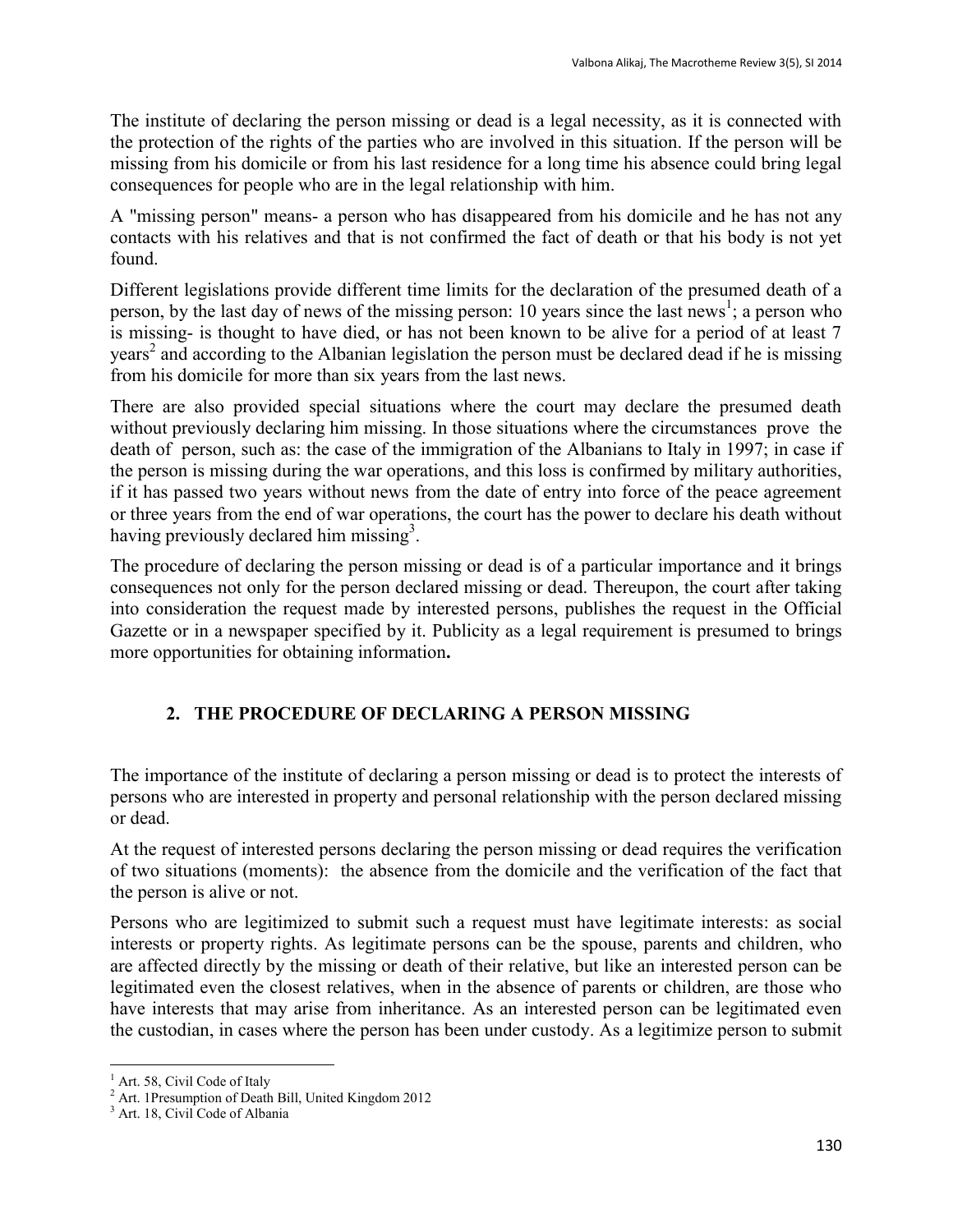The institute of declaring the person missing or dead is a legal necessity, as it is connected with the protection of the rights of the parties who are involved in this situation. If the person will be missing from his domicile or from his last residence for a long time his absence could bring legal consequences for people who are in the legal relationship with him.

A "missing person" means- a person who has disappeared from his domicile and he has not any contacts with his relatives and that is not confirmed the fact of death or that his body is not yet found.

Different legislations provide different time limits for the declaration of the presumed death of a person, by the last day of news of the missing person: 10 years since the last news[1]; a person who is missing- is thought to have died, or has not been known to be alive for a period of at least 7 years[2] and according to the Albanian legislation the person must be declared dead if he is missing from his domicile for more than six years from the last news.

There are also provided special situations where the court may declare the presumed death without previously declaring him missing. In those situations where the circumstances prove the death of person, such as: the case of the immigration of the Albanians to Italy in 1997; in case if the person is missing during the war operations, and this loss is confirmed by military authorities, if it has passed two years without news from the date of entry into force of the peace agreement or three years from the end of war operations, the court has the power to declare his death without having previously declared him missing[3].

The procedure of declaring the person missing or dead is of a particular importance and it brings consequences not only for the person declared missing or dead. Thereupon, the court after taking into consideration the request made by interested persons, publishes the request in the Official Gazette or in a newspaper specified by it. Publicity as a legal requirement is presumed to brings more opportunities for obtaining information**.**

## 2. THE PROCEDURE OF DECLARING A PERSON MISSING

The importance of the institute of declaring a person missing or dead is to protect the interests of persons who are interested in property and personal relationship with the person declared missing or dead.

At the request of interested persons declaring the person missing or dead requires the verification of two situations (moments): the absence from the domicile and the verification of the fact that the person is alive or not.

Persons who are legitimized to submit such a request must have legitimate interests: as social interests or property rights. As legitimate persons can be the spouse, parents and children, who are affected directly by the missing or death of their relative, but like an interested person can be legitimated even the closest relatives, when in the absence of parents or children, are those who have interests that may arise from inheritance. As an interested person can be legitimated even the custodian, in cases where the person has been under custody. As a legitimize person to submit

---

[1] Art. 58, Civil Code of Italy

[2] Art. 1Presumption of Death Bill, United Kingdom 2012

[3] Art. 18, Civil Code of Albania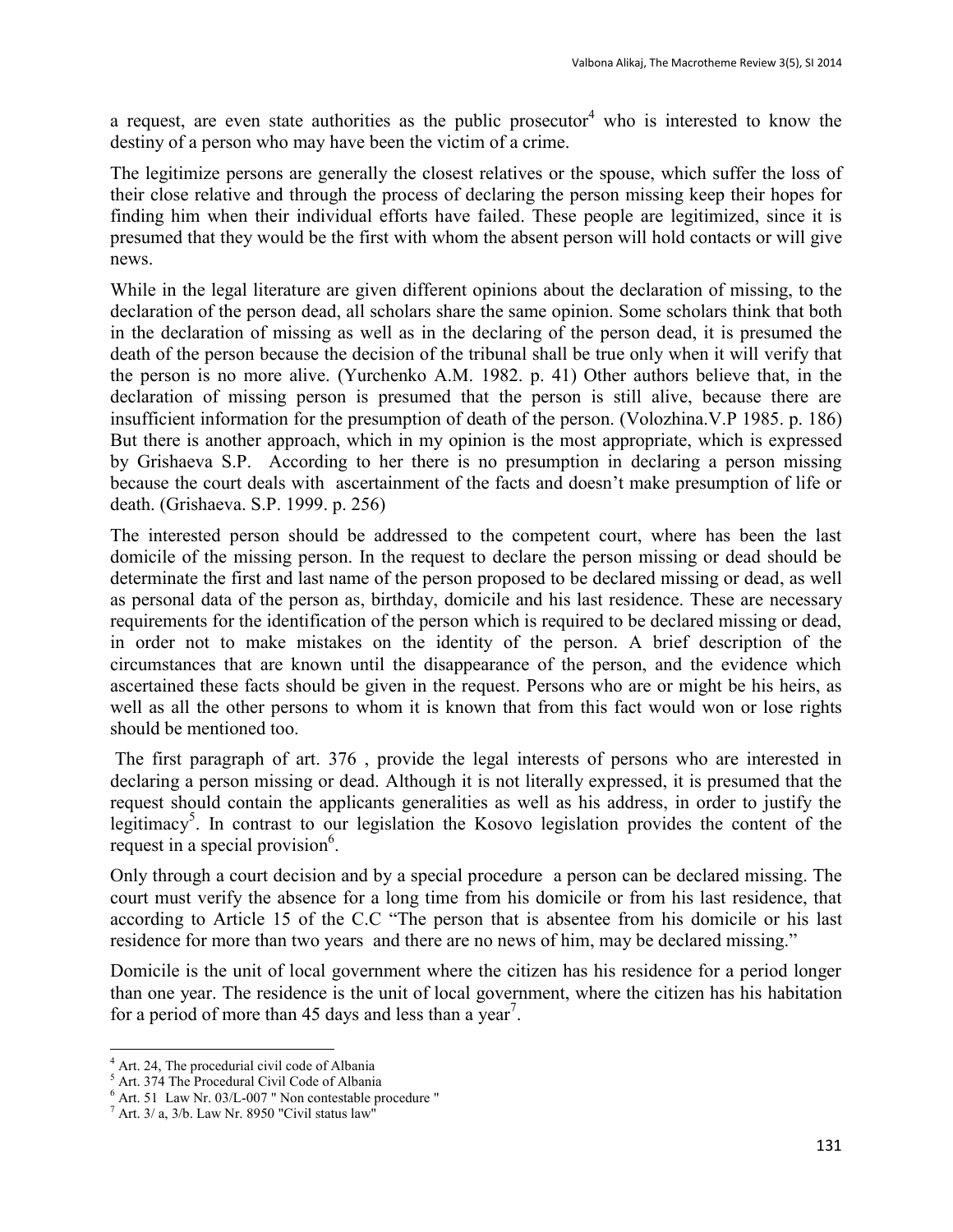a request, are even state authorities as the public prosecutor[4] who is interested to know the destiny of a person who may have been the victim of a crime.

The legitimize persons are generally the closest relatives or the spouse, which suffer the loss of their close relative and through the process of declaring the person missing keep their hopes for finding him when their individual efforts have failed. These people are legitimized, since it is presumed that they would be the first with whom the absent person will hold contacts or will give news.

While in the legal literature are given different opinions about the declaration of missing, to the declaration of the person dead, all scholars share the same opinion. Some scholars think that both in the declaration of missing as well as in the declaring of the person dead, it is presumed the death of the person because the decision of the tribunal shall be true only when it will verify that the person is no more alive. (Yurchenko A.M. 1982. p. 41) Other authors believe that, in the declaration of missing person is presumed that the person is still alive, because there are insufficient information for the presumption of death of the person. (Volozhina.V.P 1985. p. 186) But there is another approach, which in my opinion is the most appropriate, which is expressed by Grishaeva S.P. According to her there is no presumption in declaring a person missing because the court deals with ascertainment of the facts and doesn't make presumption of life or death. (Grishaeva. S.P. 1999. p. 256)

The interested person should be addressed to the competent court, where has been the last domicile of the missing person. In the request to declare the person missing or dead should be determinate the first and last name of the person proposed to be declared missing or dead, as well as personal data of the person as, birthday, domicile and his last residence. These are necessary requirements for the identification of the person which is required to be declared missing or dead, in order not to make mistakes on the identity of the person. A brief description of the circumstances that are known until the disappearance of the person, and the evidence which ascertained these facts should be given in the request. Persons who are or might be his heirs, as well as all the other persons to whom it is known that from this fact would won or lose rights should be mentioned too.

The first paragraph of art. 376 , provide the legal interests of persons who are interested in declaring a person missing or dead. Although it is not literally expressed, it is presumed that the request should contain the applicants generalities as well as his address, in order to justify the legitimacy[5]. In contrast to our legislation the Kosovo legislation provides the content of the request in a special provision[6].

Only through a court decision and by a special procedure a person can be declared missing. The court must verify the absence for a long time from his domicile or from his last residence, that according to Article 15 of the C.C "The person that is absentee from his domicile or his last residence for more than two years and there are no news of him, may be declared missing."

Domicile is the unit of local government where the citizen has his residence for a period longer than one year. The residence is the unit of local government, where the citizen has his habitation for a period of more than 45 days and less than a year[7].

---

[4] Art. 24, The procedurial civil code of Albania

[5] Art. 374 The Procedural Civil Code of Albania

[6] Art. 51 Law Nr. 03/L-007 " Non contestable procedure "

[7] Art. 3/ a, 3/b. Law Nr. 8950 "Civil status law"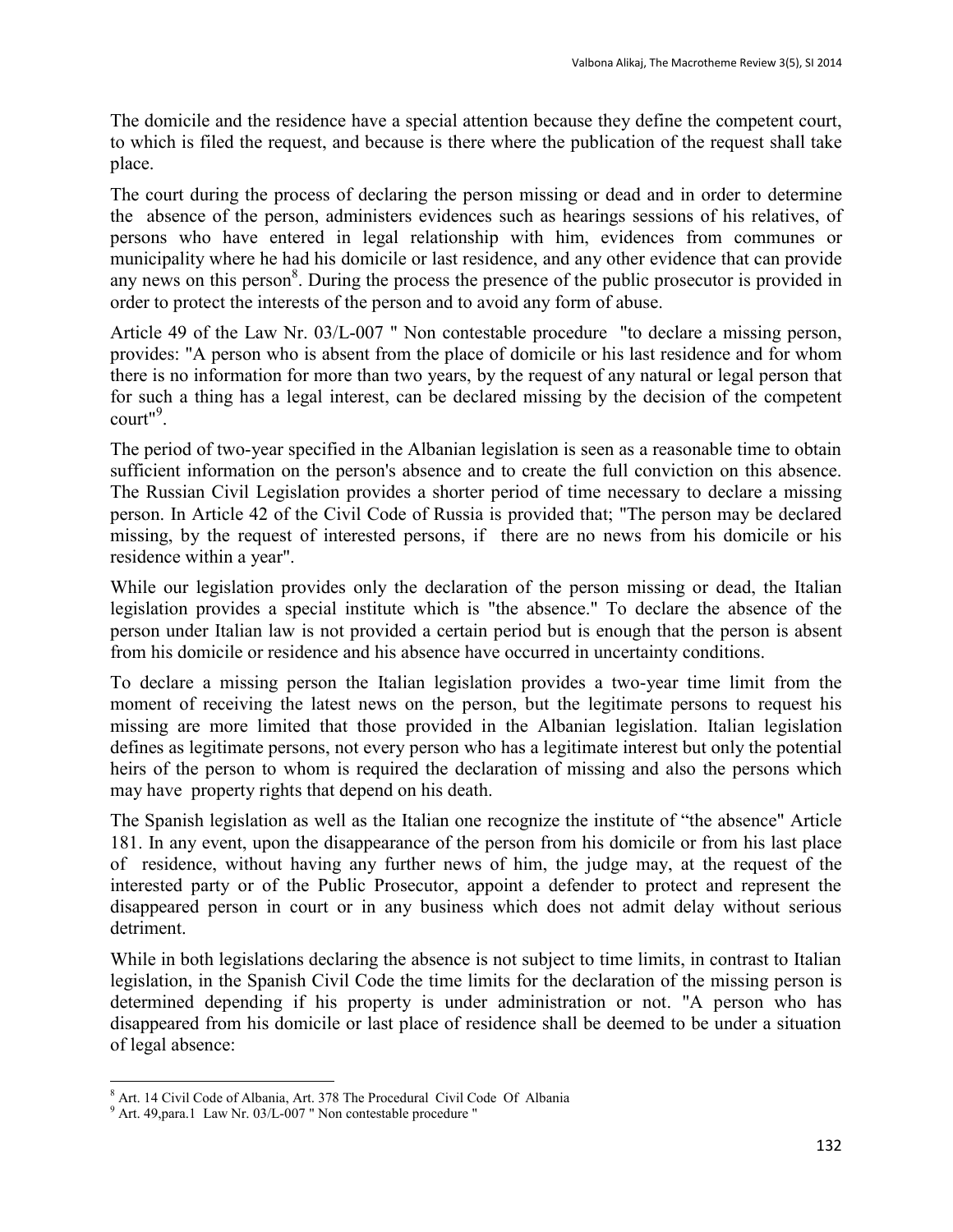The domicile and the residence have a special attention because they define the competent court, to which is filed the request, and because is there where the publication of the request shall take place.

The court during the process of declaring the person missing or dead and in order to determine the absence of the person, administers evidences such as hearings sessions of his relatives, of persons who have entered in legal relationship with him, evidences from communes or municipality where he had his domicile or last residence, and any other evidence that can provide any news on this person[8]. During the process the presence of the public prosecutor is provided in order to protect the interests of the person and to avoid any form of abuse.

Article 49 of the Law Nr. 03/L-007 " Non contestable procedure "to declare a missing person, provides: "A person who is absent from the place of domicile or his last residence and for whom there is no information for more than two years, by the request of any natural or legal person that for such a thing has a legal interest, can be declared missing by the decision of the competent court"[9].

The period of two-year specified in the Albanian legislation is seen as a reasonable time to obtain sufficient information on the person's absence and to create the full conviction on this absence. The Russian Civil Legislation provides a shorter period of time necessary to declare a missing person. In Article 42 of the Civil Code of Russia is provided that; "The person may be declared missing, by the request of interested persons, if there are no news from his domicile or his residence within a year".

While our legislation provides only the declaration of the person missing or dead, the Italian legislation provides a special institute which is "the absence." To declare the absence of the person under Italian law is not provided a certain period but is enough that the person is absent from his domicile or residence and his absence have occurred in uncertainty conditions.

To declare a missing person the Italian legislation provides a two-year time limit from the moment of receiving the latest news on the person, but the legitimate persons to request his missing are more limited that those provided in the Albanian legislation. Italian legislation defines as legitimate persons, not every person who has a legitimate interest but only the potential heirs of the person to whom is required the declaration of missing and also the persons which may have property rights that depend on his death.

The Spanish legislation as well as the Italian one recognize the institute of "the absence" Article 181. In any event, upon the disappearance of the person from his domicile or from his last place of residence, without having any further news of him, the judge may, at the request of the interested party or of the Public Prosecutor, appoint a defender to protect and represent the disappeared person in court or in any business which does not admit delay without serious detriment.

While in both legislations declaring the absence is not subject to time limits, in contrast to Italian legislation, in the Spanish Civil Code the time limits for the declaration of the missing person is determined depending if his property is under administration or not. "A person who has disappeared from his domicile or last place of residence shall be deemed to be under a situation of legal absence:

---

[8] Art. 14 Civil Code of Albania, Art. 378 The Procedural Civil Code Of Albania

[9] Art. 49,para.1 Law Nr. 03/L-007 " Non contestable procedure "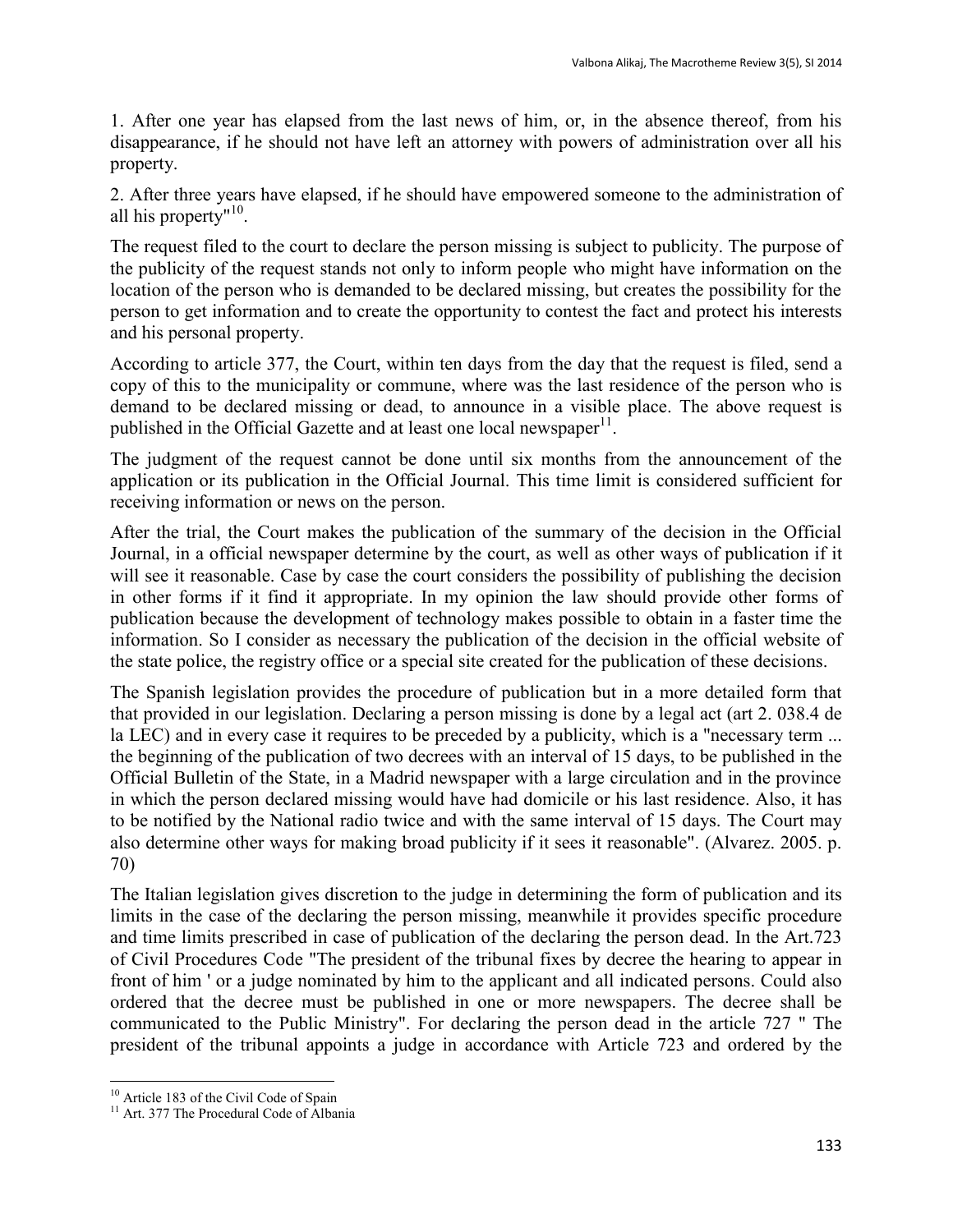1. After one year has elapsed from the last news of him, or, in the absence thereof, from his disappearance, if he should not have left an attorney with powers of administration over all his property.

2. After three years have elapsed, if he should have empowered someone to the administration of all his property"[10].

The request filed to the court to declare the person missing is subject to publicity. The purpose of the publicity of the request stands not only to inform people who might have information on the location of the person who is demanded to be declared missing, but creates the possibility for the person to get information and to create the opportunity to contest the fact and protect his interests and his personal property.

According to article 377, the Court, within ten days from the day that the request is filed, send a copy of this to the municipality or commune, where was the last residence of the person who is demand to be declared missing or dead, to announce in a visible place. The above request is published in the Official Gazette and at least one local newspaper[11].

The judgment of the request cannot be done until six months from the announcement of the application or its publication in the Official Journal. This time limit is considered sufficient for receiving information or news on the person.

After the trial, the Court makes the publication of the summary of the decision in the Official Journal, in a official newspaper determine by the court, as well as other ways of publication if it will see it reasonable. Case by case the court considers the possibility of publishing the decision in other forms if it find it appropriate. In my opinion the law should provide other forms of publication because the development of technology makes possible to obtain in a faster time the information. So I consider as necessary the publication of the decision in the official website of the state police, the registry office or a special site created for the publication of these decisions.

The Spanish legislation provides the procedure of publication but in a more detailed form that that provided in our legislation. Declaring a person missing is done by a legal act (art 2. 038.4 de la LEC) and in every case it requires to be preceded by a publicity, which is a "necessary term ... the beginning of the publication of two decrees with an interval of 15 days, to be published in the Official Bulletin of the State, in a Madrid newspaper with a large circulation and in the province in which the person declared missing would have had domicile or his last residence. Also, it has to be notified by the National radio twice and with the same interval of 15 days. The Court may also determine other ways for making broad publicity if it sees it reasonable". (Alvarez. 2005. p. 70)

The Italian legislation gives discretion to the judge in determining the form of publication and its limits in the case of the declaring the person missing, meanwhile it provides specific procedure and time limits prescribed in case of publication of the declaring the person dead. In the Art.723 of Civil Procedures Code "The president of the tribunal fixes by decree the hearing to appear in front of him ' or a judge nominated by him to the applicant and all indicated persons. Could also ordered that the decree must be published in one or more newspapers. The decree shall be communicated to the Public Ministry". For declaring the person dead in the article 727 " The president of the tribunal appoints a judge in accordance with Article 723 and ordered by the

---

[10] Article 183 of the Civil Code of Spain

[11] Art. 377 The Procedural Code of Albania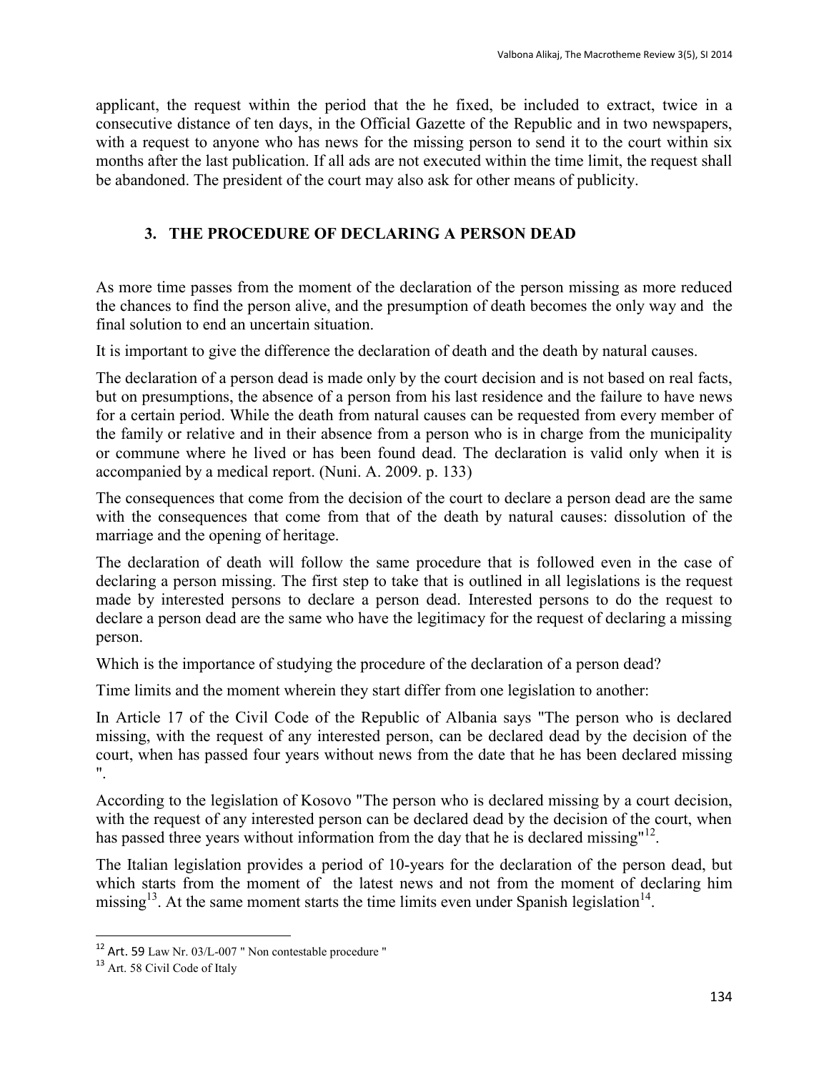applicant, the request within the period that the he fixed, be included to extract, twice in a consecutive distance of ten days, in the Official Gazette of the Republic and in two newspapers, with a request to anyone who has news for the missing person to send it to the court within six months after the last publication. If all ads are not executed within the time limit, the request shall be abandoned. The president of the court may also ask for other means of publicity.

## 3. THE PROCEDURE OF DECLARING A PERSON DEAD

As more time passes from the moment of the declaration of the person missing as more reduced the chances to find the person alive, and the presumption of death becomes the only way and the final solution to end an uncertain situation.

It is important to give the difference the declaration of death and the death by natural causes.

The declaration of a person dead is made only by the court decision and is not based on real facts, but on presumptions, the absence of a person from his last residence and the failure to have news for a certain period. While the death from natural causes can be requested from every member of the family or relative and in their absence from a person who is in charge from the municipality or commune where he lived or has been found dead. The declaration is valid only when it is accompanied by a medical report. (Nuni. A. 2009. p. 133)

The consequences that come from the decision of the court to declare a person dead are the same with the consequences that come from that of the death by natural causes: dissolution of the marriage and the opening of heritage.

The declaration of death will follow the same procedure that is followed even in the case of declaring a person missing. The first step to take that is outlined in all legislations is the request made by interested persons to declare a person dead. Interested persons to do the request to declare a person dead are the same who have the legitimacy for the request of declaring a missing person.

Which is the importance of studying the procedure of the declaration of a person dead?

Time limits and the moment wherein they start differ from one legislation to another:

In Article 17 of the Civil Code of the Republic of Albania says "The person who is declared missing, with the request of any interested person, can be declared dead by the decision of the court, when has passed four years without news from the date that he has been declared missing ".

According to the legislation of Kosovo "The person who is declared missing by a court decision, with the request of any interested person can be declared dead by the decision of the court, when has passed three years without information from the day that he is declared missing"[12].

The Italian legislation provides a period of 10-years for the declaration of the person dead, but which starts from the moment of the latest news and not from the moment of declaring him missing[13]. At the same moment starts the time limits even under Spanish legislation[14].

---

[12] Art. 59 Law Nr. 03/L-007 " Non contestable procedure "

[13] Art. 58 Civil Code of Italy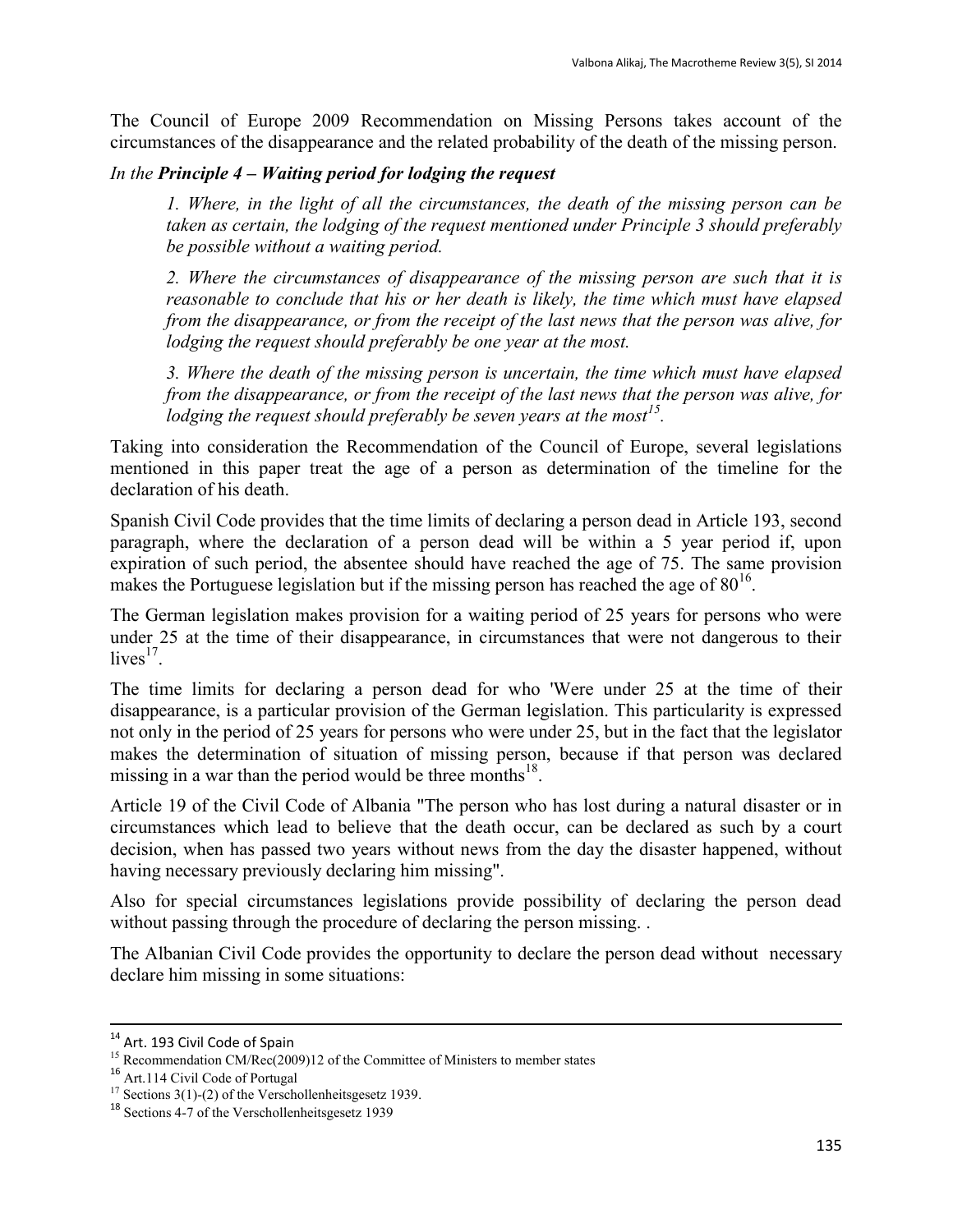The Council of Europe 2009 Recommendation on Missing Persons takes account of the circumstances of the disappearance and the related probability of the death of the missing person.

*In the **Principle 4 – Waiting period for lodging the request***

> *1. Where, in the light of all the circumstances, the death of the missing person can be taken as certain, the lodging of the request mentioned under Principle 3 should preferably be possible without a waiting period.*
>
> *2. Where the circumstances of disappearance of the missing person are such that it is reasonable to conclude that his or her death is likely, the time which must have elapsed from the disappearance, or from the receipt of the last news that the person was alive, for lodging the request should preferably be one year at the most.*
>
> *3. Where the death of the missing person is uncertain, the time which must have elapsed from the disappearance, or from the receipt of the last news that the person was alive, for lodging the request should preferably be seven years at the most*[15]*.*

Taking into consideration the Recommendation of the Council of Europe, several legislations mentioned in this paper treat the age of a person as determination of the timeline for the declaration of his death.

Spanish Civil Code provides that the time limits of declaring a person dead in Article 193, second paragraph, where the declaration of a person dead will be within a 5 year period if, upon expiration of such period, the absentee should have reached the age of 75. The same provision makes the Portuguese legislation but if the missing person has reached the age of 80[16].

The German legislation makes provision for a waiting period of 25 years for persons who were under 25 at the time of their disappearance, in circumstances that were not dangerous to their lives[17].

The time limits for declaring a person dead for who 'Were under 25 at the time of their disappearance, is a particular provision of the German legislation. This particularity is expressed not only in the period of 25 years for persons who were under 25, but in the fact that the legislator makes the determination of situation of missing person, because if that person was declared missing in a war than the period would be three months[18].

Article 19 of the Civil Code of Albania "The person who has lost during a natural disaster or in circumstances which lead to believe that the death occur, can be declared as such by a court decision, when has passed two years without news from the day the disaster happened, without having necessary previously declaring him missing".

Also for special circumstances legislations provide possibility of declaring the person dead without passing through the procedure of declaring the person missing. .

The Albanian Civil Code provides the opportunity to declare the person dead without necessary declare him missing in some situations:

---

[14] Art. 193 Civil Code of Spain

[15] Recommendation CM/Rec(2009)12 of the Committee of Ministers to member states

[16] Art.114 Civil Code of Portugal

[17] Sections 3(1)-(2) of the Verschollenheitsgesetz 1939.

[18] Sections 4-7 of the Verschollenheitsgesetz 1939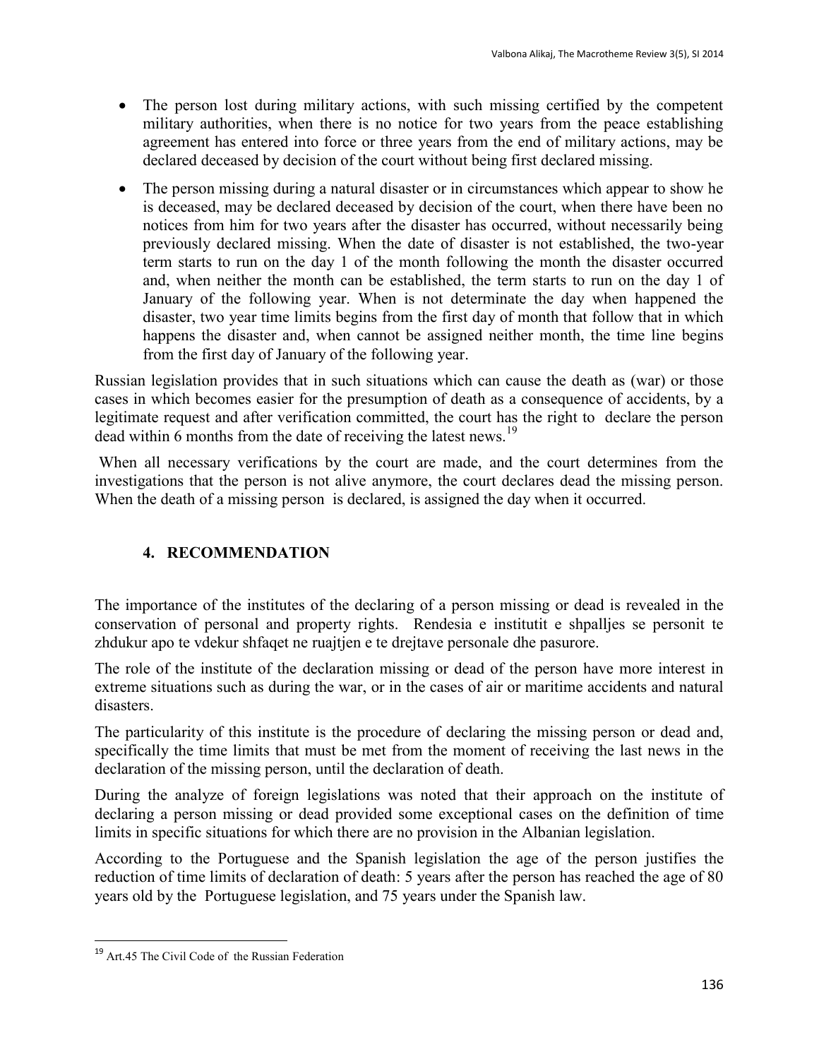- The person lost during military actions, with such missing certified by the competent military authorities, when there is no notice for two years from the peace establishing agreement has entered into force or three years from the end of military actions, may be declared deceased by decision of the court without being first declared missing.
- The person missing during a natural disaster or in circumstances which appear to show he is deceased, may be declared deceased by decision of the court, when there have been no notices from him for two years after the disaster has occurred, without necessarily being previously declared missing. When the date of disaster is not established, the two-year term starts to run on the day 1 of the month following the month the disaster occurred and, when neither the month can be established, the term starts to run on the day 1 of January of the following year. When is not determinate the day when happened the disaster, two year time limits begins from the first day of month that follow that in which happens the disaster and, when cannot be assigned neither month, the time line begins from the first day of January of the following year.

Russian legislation provides that in such situations which can cause the death as (war) or those cases in which becomes easier for the presumption of death as a consequence of accidents, by a legitimate request and after verification committed, the court has the right to declare the person dead within 6 months from the date of receiving the latest news.[19]

When all necessary verifications by the court are made, and the court determines from the investigations that the person is not alive anymore, the court declares dead the missing person. When the death of a missing person is declared, is assigned the day when it occurred.

## 4. RECOMMENDATION

The importance of the institutes of the declaring of a person missing or dead is revealed in the conservation of personal and property rights. Rendesia e institutit e shpalljes se personit te zhdukur apo te vdekur shfaqet ne ruajtjen e te drejtave personale dhe pasurore.

The role of the institute of the declaration missing or dead of the person have more interest in extreme situations such as during the war, or in the cases of air or maritime accidents and natural disasters.

The particularity of this institute is the procedure of declaring the missing person or dead and, specifically the time limits that must be met from the moment of receiving the last news in the declaration of the missing person, until the declaration of death.

During the analyze of foreign legislations was noted that their approach on the institute of declaring a person missing or dead provided some exceptional cases on the definition of time limits in specific situations for which there are no provision in the Albanian legislation.

According to the Portuguese and the Spanish legislation the age of the person justifies the reduction of time limits of declaration of death: 5 years after the person has reached the age of 80 years old by the Portuguese legislation, and 75 years under the Spanish law.

---

[19] Art.45 The Civil Code of the Russian Federation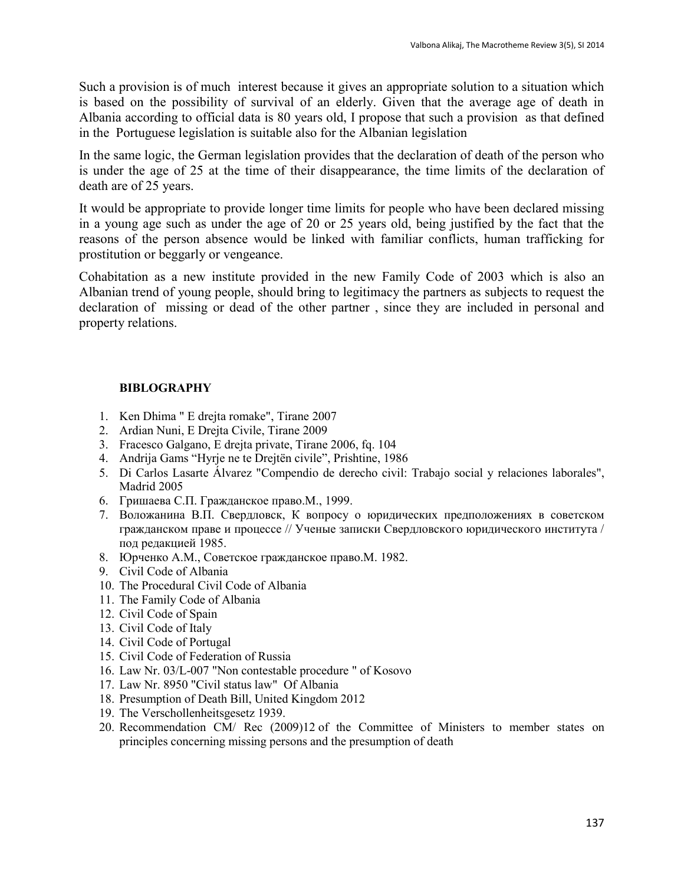Such a provision is of much interest because it gives an appropriate solution to a situation which is based on the possibility of survival of an elderly. Given that the average age of death in Albania according to official data is 80 years old, I propose that such a provision as that defined in the Portuguese legislation is suitable also for the Albanian legislation

In the same logic, the German legislation provides that the declaration of death of the person who is under the age of 25 at the time of their disappearance, the time limits of the declaration of death are of 25 years.

It would be appropriate to provide longer time limits for people who have been declared missing in a young age such as under the age of 20 or 25 years old, being justified by the fact that the reasons of the person absence would be linked with familiar conflicts, human trafficking for prostitution or beggarly or vengeance.

Cohabitation as a new institute provided in the new Family Code of 2003 which is also an Albanian trend of young people, should bring to legitimacy the partners as subjects to request the declaration of missing or dead of the other partner , since they are included in personal and property relations.

## BIBLOGRAPHY

1. Ken Dhima " E drejta romake", Tirane 2007
2. Ardian Nuni, E Drejta Civile, Tirane 2009
3. Fracesco Galgano, E drejta private, Tirane 2006, fq. 104
4. Andrija Gams "Hyrje ne te Drejtën civile", Prishtine, 1986
5. Di Carlos Lasarte Álvarez "Compendio de derecho civil: Trabajo social y relaciones laborales", Madrid 2005
6. Гришаева С.П. Гражданское право.М., 1999.
7. Воложанина В.П. Свердловск, К вопросу о юридических предположениях в советском гражданском праве и процессе // Ученые записки Свердловского юридического института / под редакцией 1985.
8. Юрченко А.М., Советское гражданское право.М. 1982.
9. Civil Code of Albania
10. The Procedural Civil Code of Albania
11. The Family Code of Albania
12. Civil Code of Spain
13. Civil Code of Italy
14. Civil Code of Portugal
15. Civil Code of Federation of Russia
16. Law Nr. 03/L-007 "Non contestable procedure " of Kosovo
17. Law Nr. 8950 "Civil status law" Of Albania
18. Presumption of Death Bill, United Kingdom 2012
19. The Verschollenheitsgesetz 1939.
20. Recommendation CM/ Rec (2009)12 of the Committee of Ministers to member states on principles concerning missing persons and the presumption of death